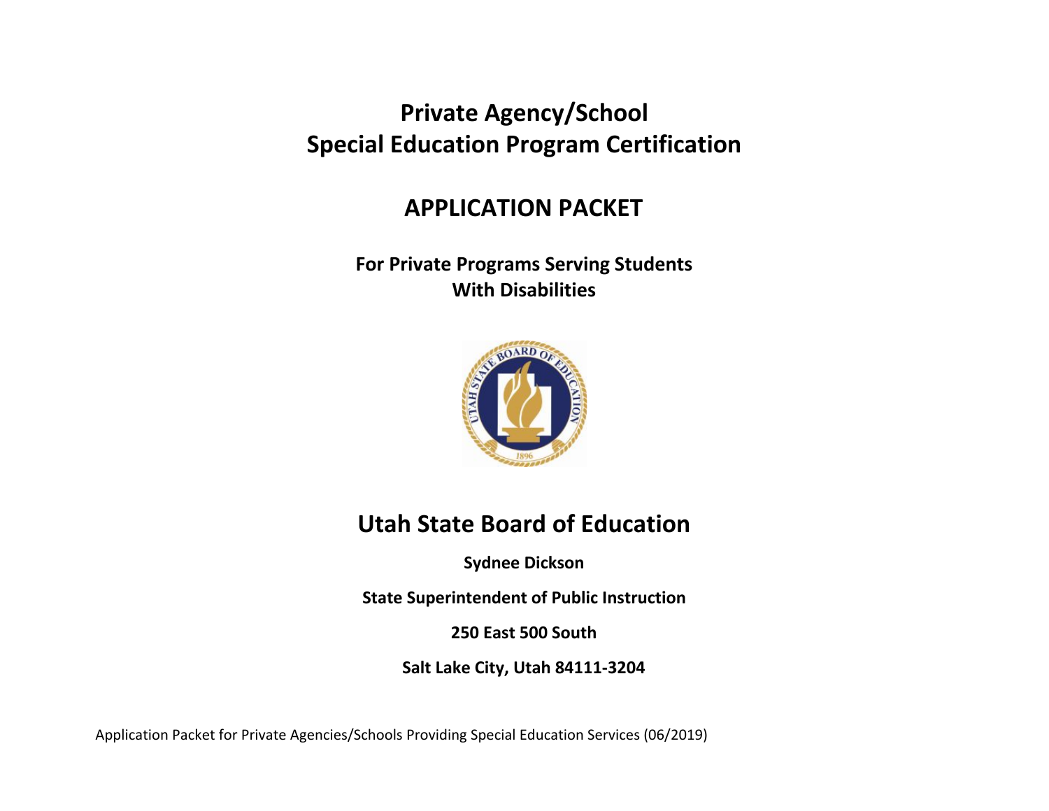# Private Agency/School Special Education Program Certification

## APPLICATION PACKET

**For Private Programs Serving Students With Disabilities**

## Utah State Board of Education

**Sydnee Dickson**

**State Superintendent of Public Instruction**

**250 East 500 South**

**Salt Lake City, Utah 84111-3204**

Application Packet for Private Agencies/Schools Providing Special Education Services (06/2019)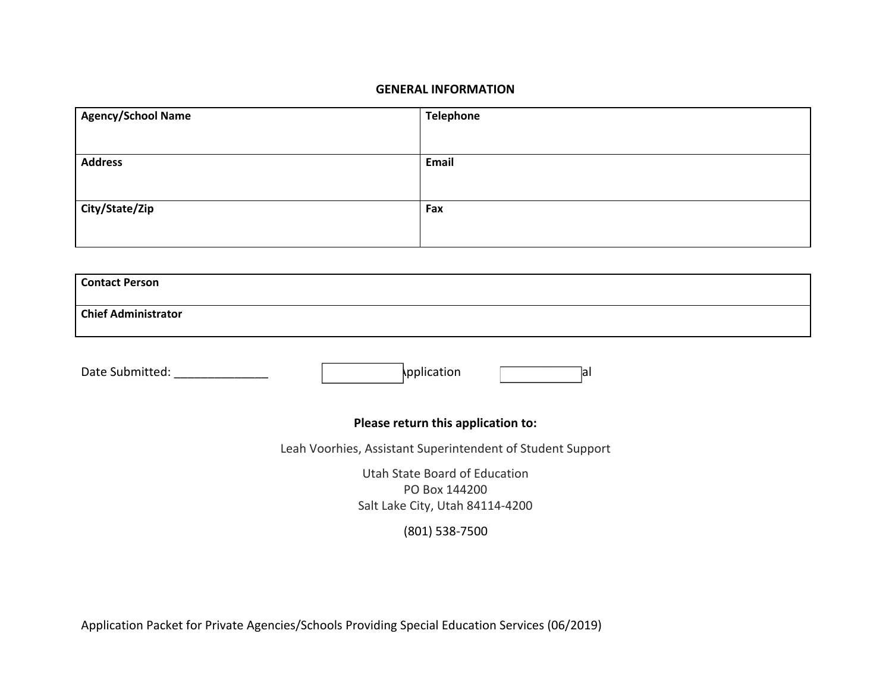## GENERAL INFORMATION

| Agency/School Name | Telephone |
|---|---|
| **Address** | **Email** |
| **City/State/Zip** | **Fax** |

| Contact Person |
|---|
| **Chief Administrator** |

Date Submitted: ______________ ☐ Application ☐ al

**Please return this application to:**

Leah Voorhies, Assistant Superintendent of Student Support

Utah State Board of Education
PO Box 144200
Salt Lake City, Utah 84114-4200

(801) 538-7500

Application Packet for Private Agencies/Schools Providing Special Education Services (06/2019)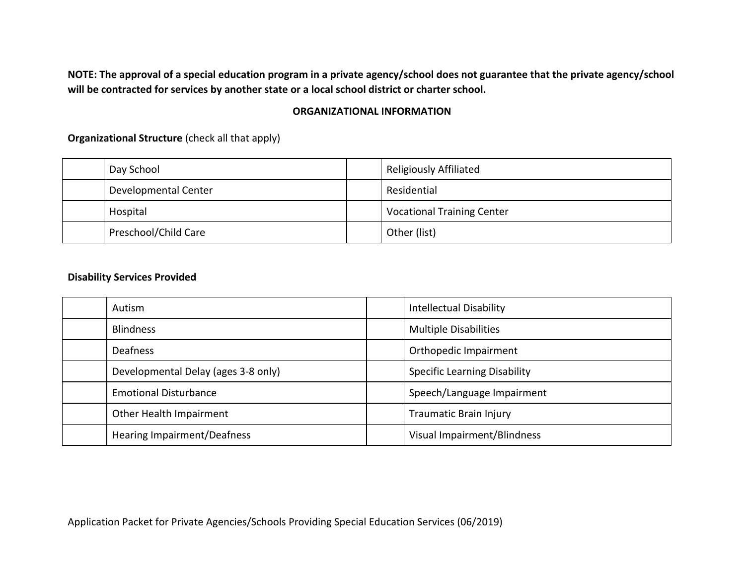**NOTE: The approval of a special education program in a private agency/school does not guarantee that the private agency/school will be contracted for services by another state or a local school district or charter school.**

## ORGANIZATIONAL INFORMATION

**Organizational Structure** (check all that apply)

| | | | |
|---|---|---|---|
| | Day School | | Religiously Affiliated |
| | Developmental Center | | Residential |
| | Hospital | | Vocational Training Center |
| | Preschool/Child Care | | Other (list) |

**Disability Services Provided**

| | | | |
|---|---|---|---|
| | Autism | | Intellectual Disability |
| | Blindness | | Multiple Disabilities |
| | Deafness | | Orthopedic Impairment |
| | Developmental Delay (ages 3-8 only) | | Specific Learning Disability |
| | Emotional Disturbance | | Speech/Language Impairment |
| | Other Health Impairment | | Traumatic Brain Injury |
| | Hearing Impairment/Deafness | | Visual Impairment/Blindness |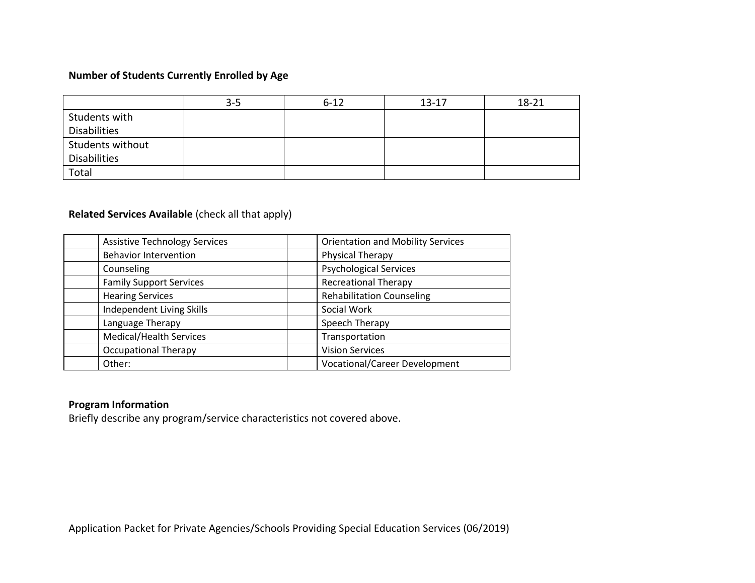**Number of Students Currently Enrolled by Age**

| | 3-5 | 6-12 | 13-17 | 18-21 |
|---|---|---|---|---|
| Students with Disabilities | | | | |
| Students without Disabilities | | | | |
| Total | | | | |

**Related Services Available** (check all that apply)

| | | | |
|---|---|---|---|
| | Assistive Technology Services | | Orientation and Mobility Services |
| | Behavior Intervention | | Physical Therapy |
| | Counseling | | Psychological Services |
| | Family Support Services | | Recreational Therapy |
| | Hearing Services | | Rehabilitation Counseling |
| | Independent Living Skills | | Social Work |
| | Language Therapy | | Speech Therapy |
| | Medical/Health Services | | Transportation |
| | Occupational Therapy | | Vision Services |
| | Other: | | Vocational/Career Development |

**Program Information**

Briefly describe any program/service characteristics not covered above.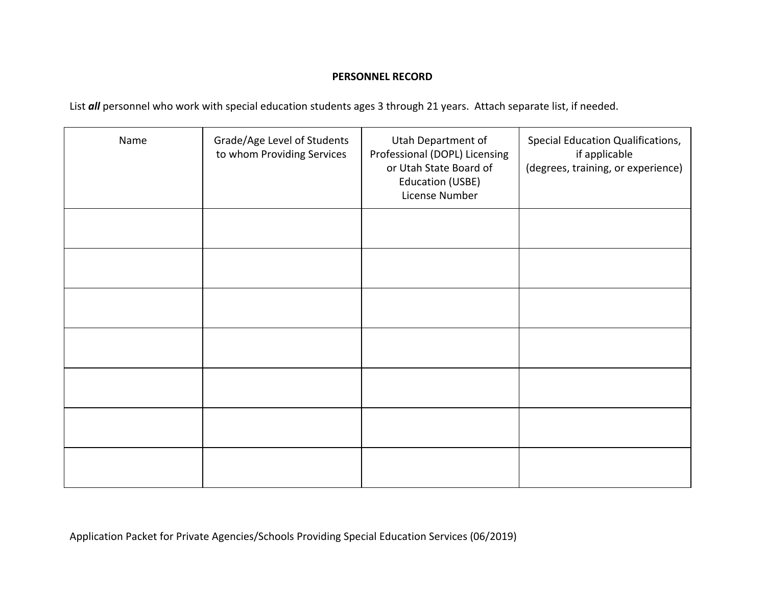## PERSONNEL RECORD

List ***all*** personnel who work with special education students ages 3 through 21 years. Attach separate list, if needed.

| Name | Grade/Age Level of Students to whom Providing Services | Utah Department of Professional (DOPL) Licensing or Utah State Board of Education (USBE) License Number | Special Education Qualifications, if applicable (degrees, training, or experience) |
|---|---|---|---|
| | | | |
| | | | |
| | | | |
| | | | |
| | | | |
| | | | |
| | | | |

Application Packet for Private Agencies/Schools Providing Special Education Services (06/2019)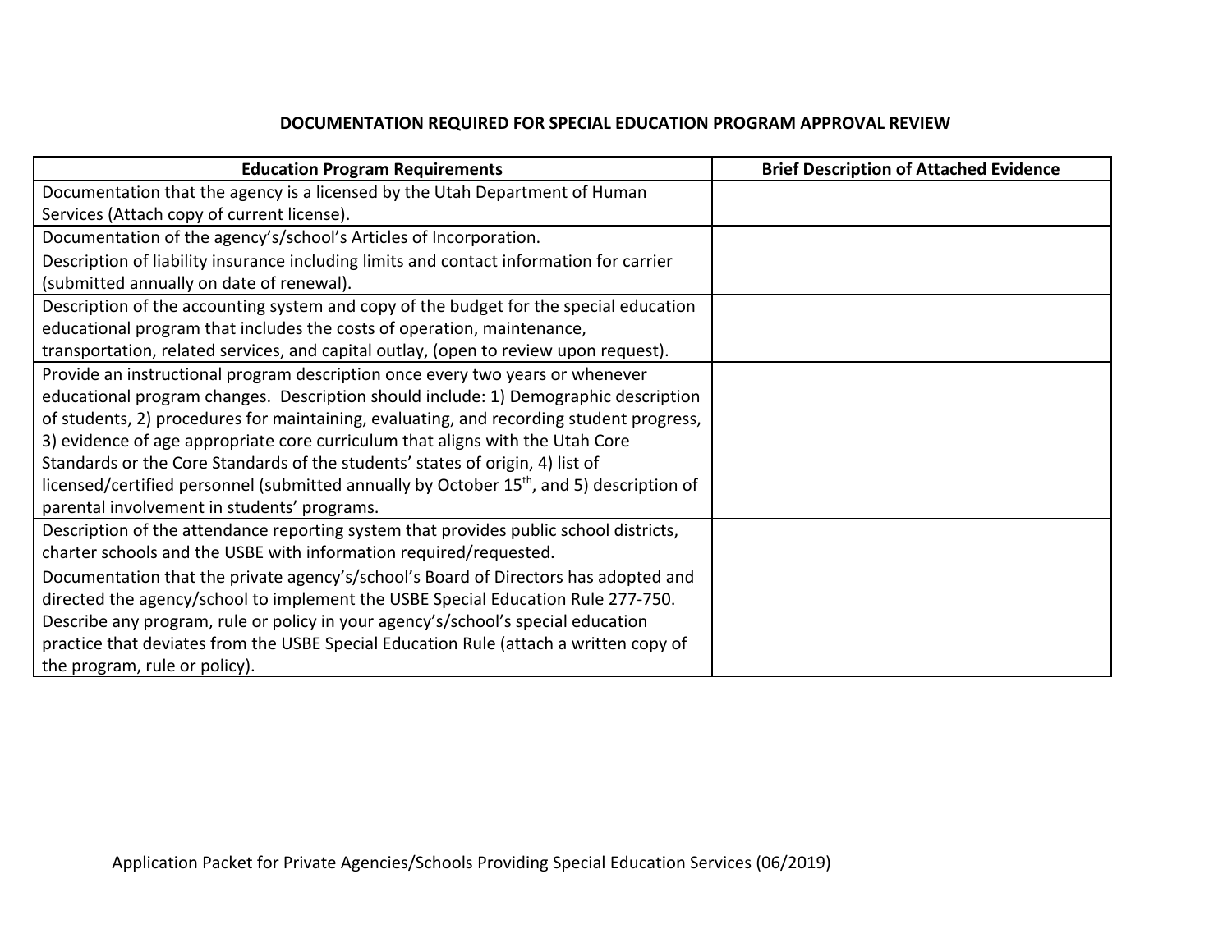## DOCUMENTATION REQUIRED FOR SPECIAL EDUCATION PROGRAM APPROVAL REVIEW

| Education Program Requirements | Brief Description of Attached Evidence |
|---|---|
| Documentation that the agency is a licensed by the Utah Department of Human Services (Attach copy of current license). | |
| Documentation of the agency's/school's Articles of Incorporation. | |
| Description of liability insurance including limits and contact information for carrier (submitted annually on date of renewal). | |
| Description of the accounting system and copy of the budget for the special education educational program that includes the costs of operation, maintenance, transportation, related services, and capital outlay, (open to review upon request). | |
| Provide an instructional program description once every two years or whenever educational program changes. Description should include: 1) Demographic description of students, 2) procedures for maintaining, evaluating, and recording student progress, 3) evidence of age appropriate core curriculum that aligns with the Utah Core Standards or the Core Standards of the students' states of origin, 4) list of licensed/certified personnel (submitted annually by October 15th, and 5) description of parental involvement in students' programs. | |
| Description of the attendance reporting system that provides public school districts, charter schools and the USBE with information required/requested. | |
| Documentation that the private agency's/school's Board of Directors has adopted and directed the agency/school to implement the USBE Special Education Rule 277-750. Describe any program, rule or policy in your agency's/school's special education practice that deviates from the USBE Special Education Rule (attach a written copy of the program, rule or policy). | |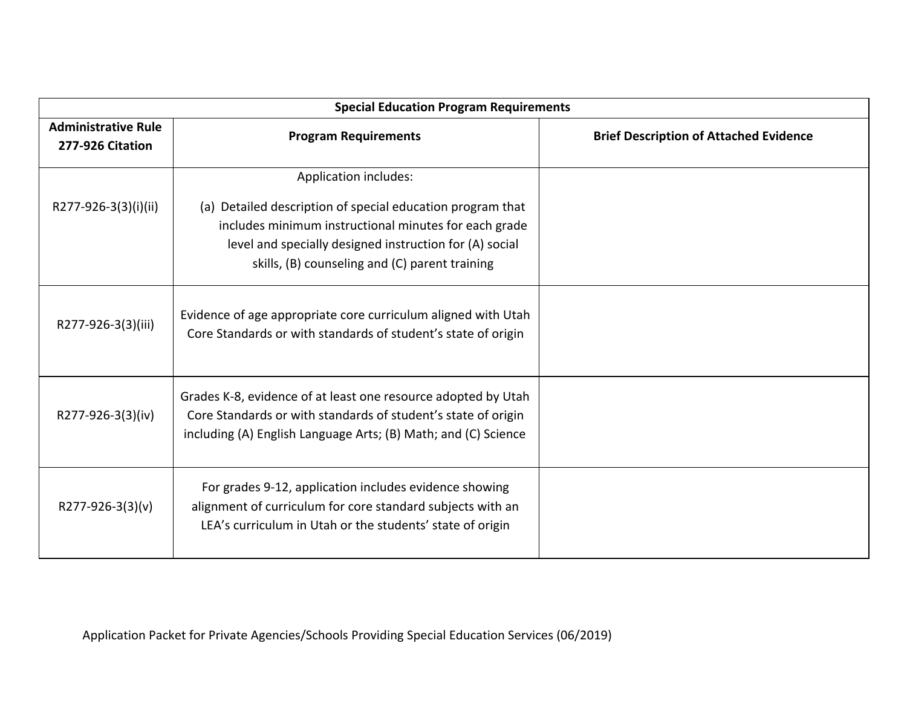| Special Education Program Requirements | | |
|---|---|---|
| **Administrative Rule 277-926 Citation** | **Program Requirements** | **Brief Description of Attached Evidence** |
| R277-926-3(3)(i)(ii) | Application includes:<br>(a) Detailed description of special education program that includes minimum instructional minutes for each grade level and specially designed instruction for (A) social skills, (B) counseling and (C) parent training | |
| R277-926-3(3)(iii) | Evidence of age appropriate core curriculum aligned with Utah Core Standards or with standards of student's state of origin | |
| R277-926-3(3)(iv) | Grades K-8, evidence of at least one resource adopted by Utah Core Standards or with standards of student's state of origin including (A) English Language Arts; (B) Math; and (C) Science | |
| R277-926-3(3)(v) | For grades 9-12, application includes evidence showing alignment of curriculum for core standard subjects with an LEA's curriculum in Utah or the students' state of origin | |

Application Packet for Private Agencies/Schools Providing Special Education Services (06/2019)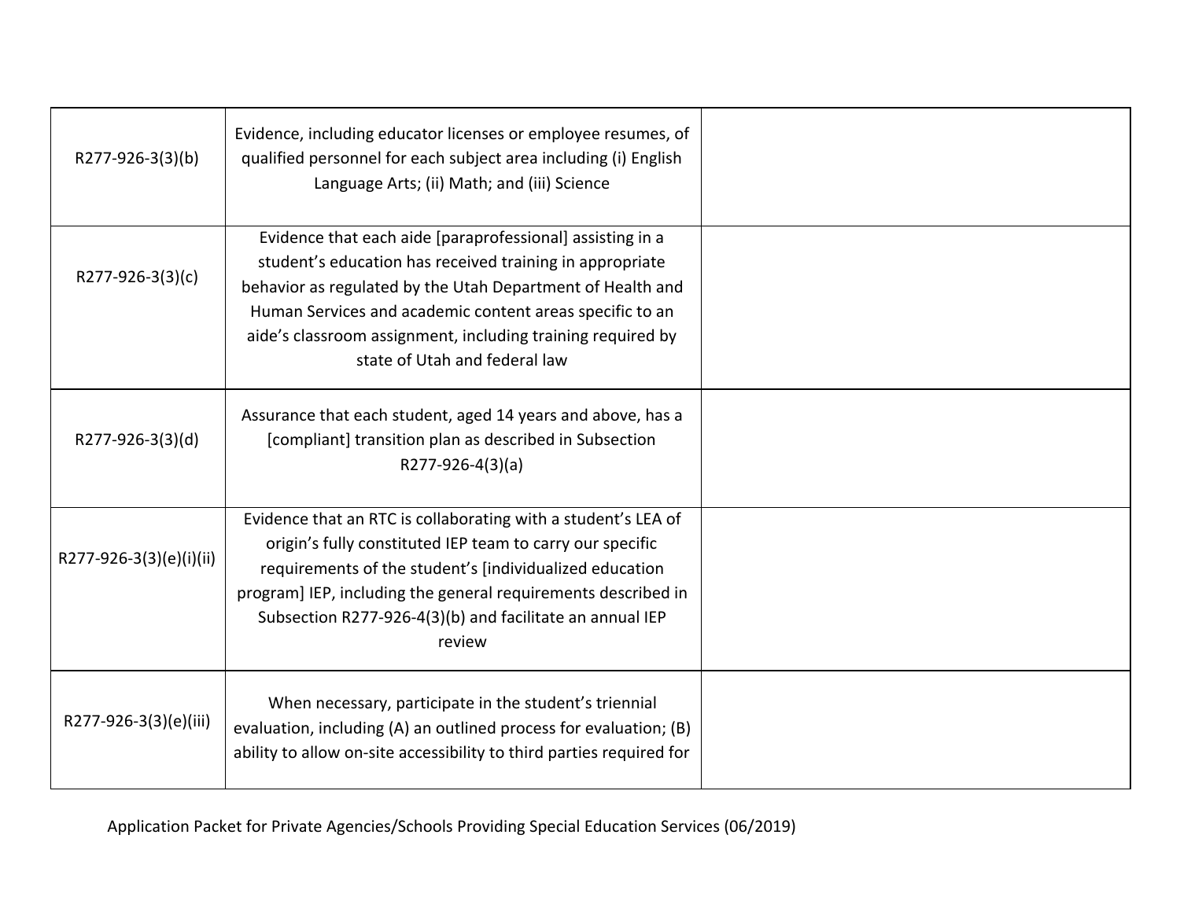| | | |
|---|---|---|
| R277-926-3(3)(b) | Evidence, including educator licenses or employee resumes, of qualified personnel for each subject area including (i) English Language Arts; (ii) Math; and (iii) Science | |
| R277-926-3(3)(c) | Evidence that each aide [paraprofessional] assisting in a student's education has received training in appropriate behavior as regulated by the Utah Department of Health and Human Services and academic content areas specific to an aide's classroom assignment, including training required by state of Utah and federal law | |
| R277-926-3(3)(d) | Assurance that each student, aged 14 years and above, has a [compliant] transition plan as described in Subsection R277-926-4(3)(a) | |
| R277-926-3(3)(e)(i)(ii) | Evidence that an RTC is collaborating with a student's LEA of origin's fully constituted IEP team to carry our specific requirements of the student's [individualized education program] IEP, including the general requirements described in Subsection R277-926-4(3)(b) and facilitate an annual IEP review | |
| R277-926-3(3)(e)(iii) | When necessary, participate in the student's triennial evaluation, including (A) an outlined process for evaluation; (B) ability to allow on-site accessibility to third parties required for | |

Application Packet for Private Agencies/Schools Providing Special Education Services (06/2019)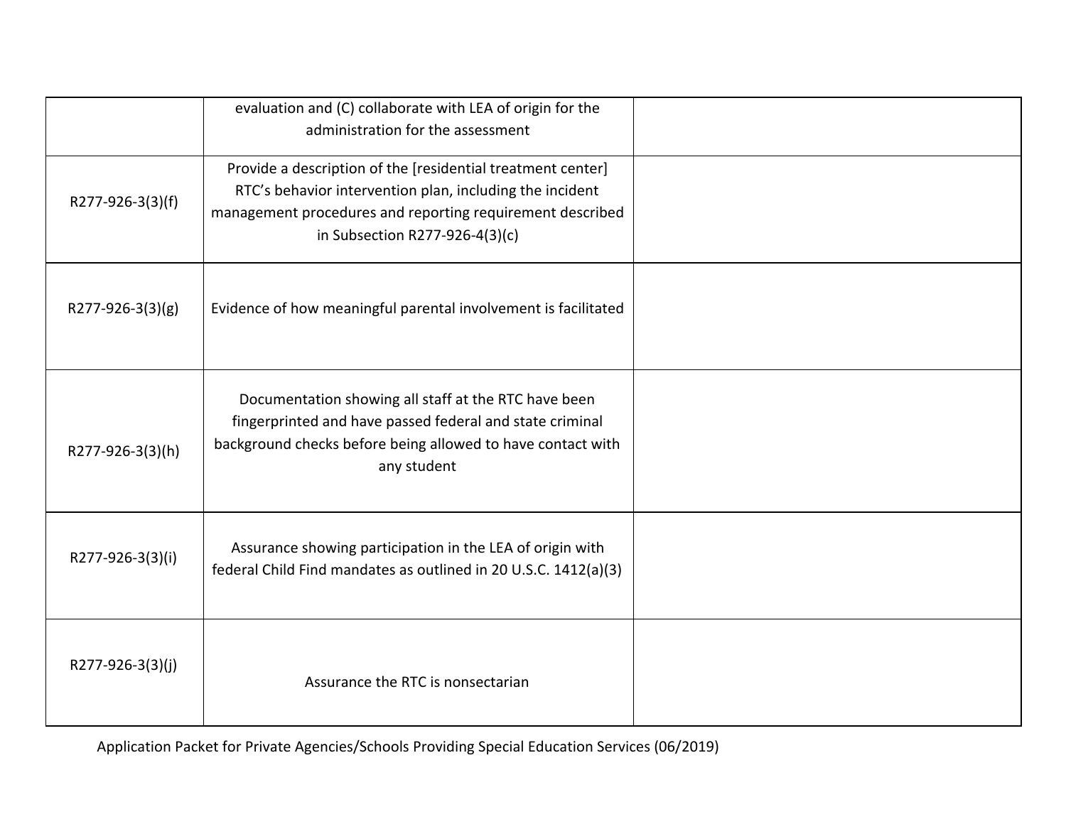| | evaluation and (C) collaborate with LEA of origin for the administration for the assessment | |
|---|---|---|
| R277-926-3(3)(f) | Provide a description of the [residential treatment center] RTC's behavior intervention plan, including the incident management procedures and reporting requirement described in Subsection R277-926-4(3)(c) | |
| R277-926-3(3)(g) | Evidence of how meaningful parental involvement is facilitated | |
| R277-926-3(3)(h) | Documentation showing all staff at the RTC have been fingerprinted and have passed federal and state criminal background checks before being allowed to have contact with any student | |
| R277-926-3(3)(i) | Assurance showing participation in the LEA of origin with federal Child Find mandates as outlined in 20 U.S.C. 1412(a)(3) | |
| R277-926-3(3)(j) | Assurance the RTC is nonsectarian | |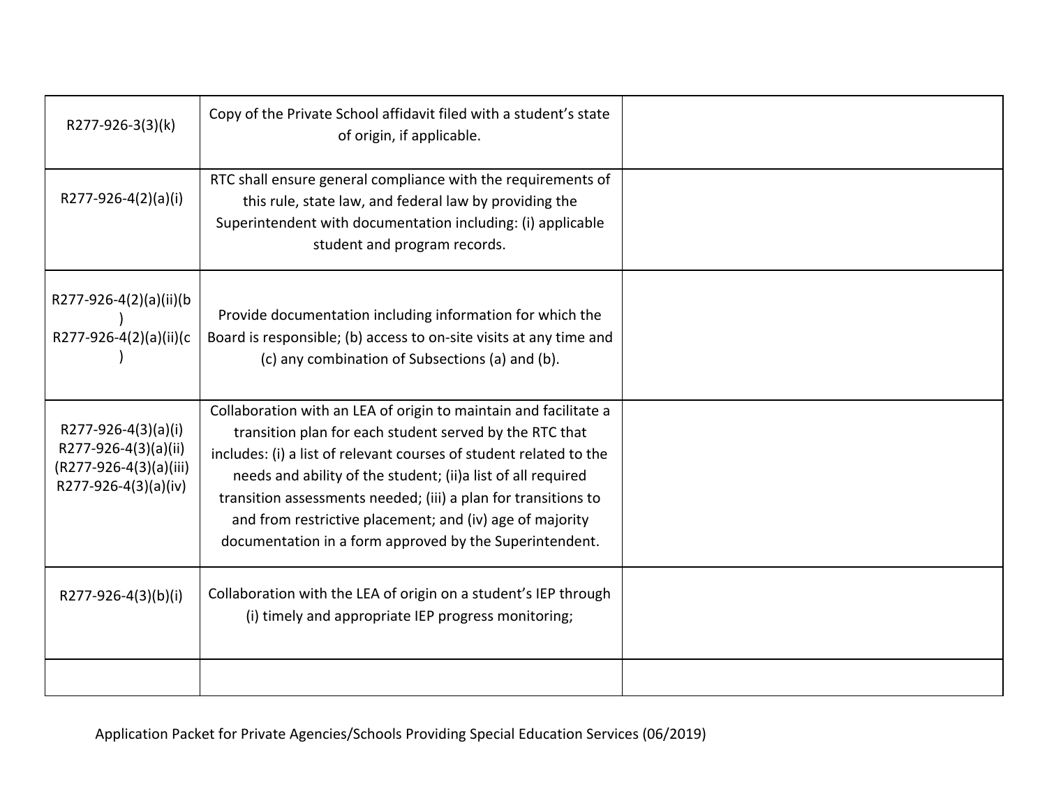| | | |
|---|---|---|
| R277-926-3(3)(k) | Copy of the Private School affidavit filed with a student's state of origin, if applicable. | |
| R277-926-4(2)(a)(i) | RTC shall ensure general compliance with the requirements of this rule, state law, and federal law by providing the Superintendent with documentation including: (i) applicable student and program records. | |
| R277-926-4(2)(a)(ii)(b) R277-926-4(2)(a)(ii)(c) | Provide documentation including information for which the Board is responsible; (b) access to on-site visits at any time and (c) any combination of Subsections (a) and (b). | |
| R277-926-4(3)(a)(i) R277-926-4(3)(a)(ii) (R277-926-4(3)(a)(iii) R277-926-4(3)(a)(iv) | Collaboration with an LEA of origin to maintain and facilitate a transition plan for each student served by the RTC that includes: (i) a list of relevant courses of student related to the needs and ability of the student; (ii)a list of all required transition assessments needed; (iii) a plan for transitions to and from restrictive placement; and (iv) age of majority documentation in a form approved by the Superintendent. | |
| R277-926-4(3)(b)(i) | Collaboration with the LEA of origin on a student's IEP through (i) timely and appropriate IEP progress monitoring; | |
| | | |

Application Packet for Private Agencies/Schools Providing Special Education Services (06/2019)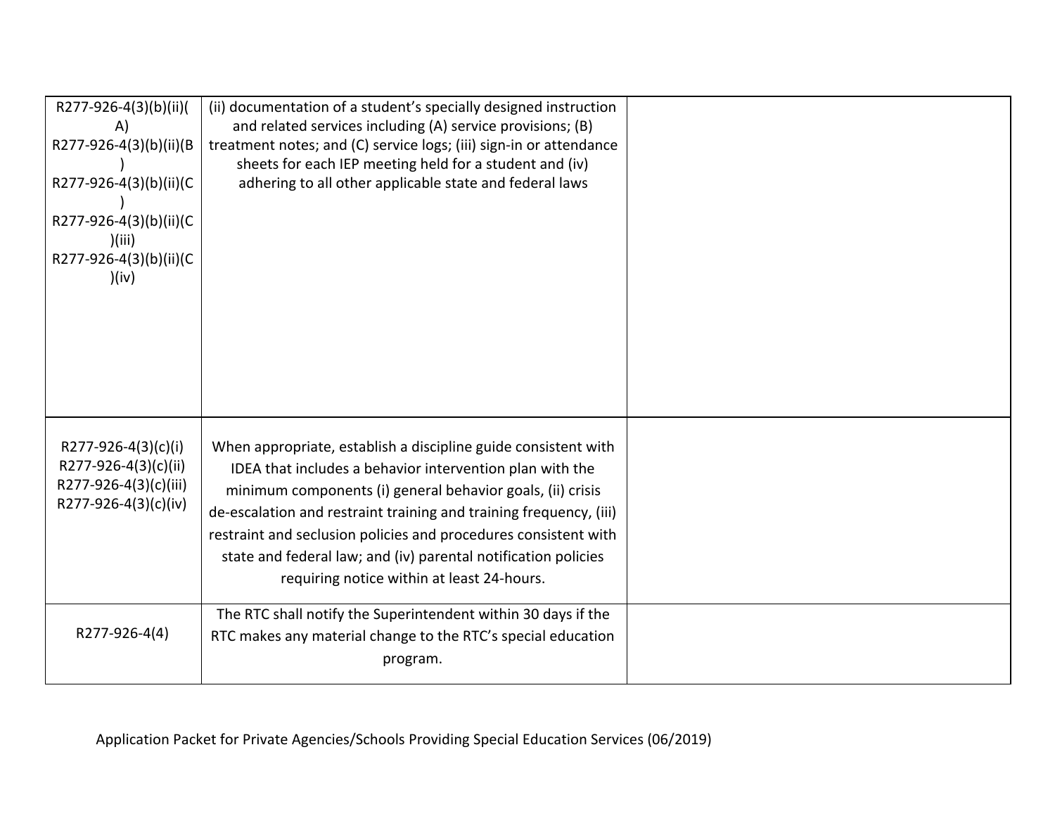| | | |
|---|---|---|
| R277-926-4(3)(b)(ii)(A)<br>R277-926-4(3)(b)(ii)(B)<br>R277-926-4(3)(b)(ii)(C)<br>R277-926-4(3)(b)(ii)(C)(iii)<br>R277-926-4(3)(b)(ii)(C)(iv) | (ii) documentation of a student's specially designed instruction and related services including (A) service provisions; (B) treatment notes; and (C) service logs; (iii) sign-in or attendance sheets for each IEP meeting held for a student and (iv) adhering to all other applicable state and federal laws | |
| R277-926-4(3)(c)(i)<br>R277-926-4(3)(c)(ii)<br>R277-926-4(3)(c)(iii)<br>R277-926-4(3)(c)(iv) | When appropriate, establish a discipline guide consistent with IDEA that includes a behavior intervention plan with the minimum components (i) general behavior goals, (ii) crisis de-escalation and restraint training and training frequency, (iii) restraint and seclusion policies and procedures consistent with state and federal law; and (iv) parental notification policies requiring notice within at least 24-hours. | |
| R277-926-4(4) | The RTC shall notify the Superintendent within 30 days if the RTC makes any material change to the RTC's special education program. | |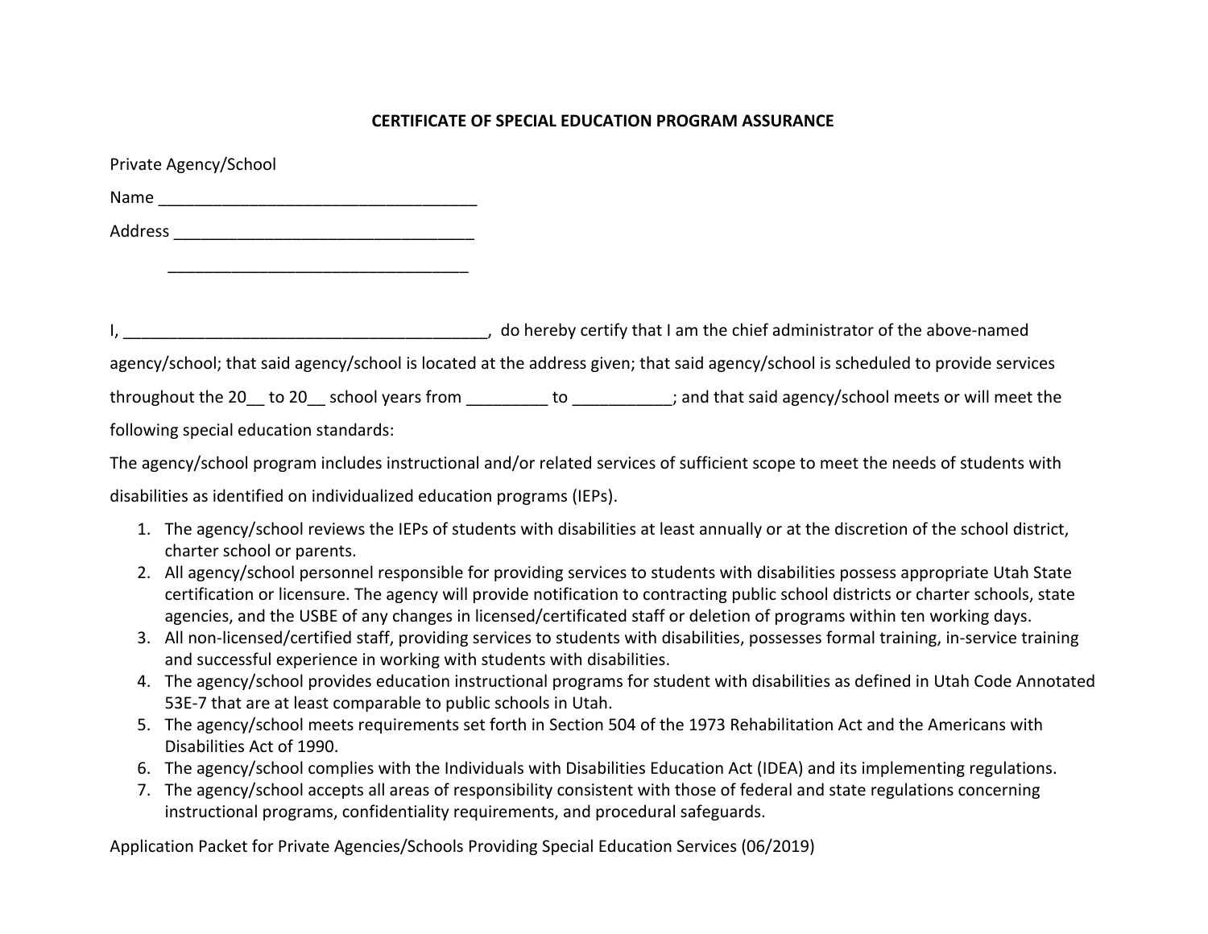**CERTIFICATE OF SPECIAL EDUCATION PROGRAM ASSURANCE**

Private Agency/School

Name ___________________________________

Address _________________________________

_________________________________

I, ________________________________________, do hereby certify that I am the chief administrator of the above-named agency/school; that said agency/school is located at the address given; that said agency/school is scheduled to provide services throughout the 20__ to 20__ school years from _________ to ___________; and that said agency/school meets or will meet the following special education standards:

The agency/school program includes instructional and/or related services of sufficient scope to meet the needs of students with disabilities as identified on individualized education programs (IEPs).

1. The agency/school reviews the IEPs of students with disabilities at least annually or at the discretion of the school district, charter school or parents.
2. All agency/school personnel responsible for providing services to students with disabilities possess appropriate Utah State certification or licensure. The agency will provide notification to contracting public school districts or charter schools, state agencies, and the USBE of any changes in licensed/certificated staff or deletion of programs within ten working days.
3. All non-licensed/certified staff, providing services to students with disabilities, possesses formal training, in-service training and successful experience in working with students with disabilities.
4. The agency/school provides education instructional programs for student with disabilities as defined in Utah Code Annotated 53E-7 that are at least comparable to public schools in Utah.
5. The agency/school meets requirements set forth in Section 504 of the 1973 Rehabilitation Act and the Americans with Disabilities Act of 1990.
6. The agency/school complies with the Individuals with Disabilities Education Act (IDEA) and its implementing regulations.
7. The agency/school accepts all areas of responsibility consistent with those of federal and state regulations concerning instructional programs, confidentiality requirements, and procedural safeguards.

Application Packet for Private Agencies/Schools Providing Special Education Services (06/2019)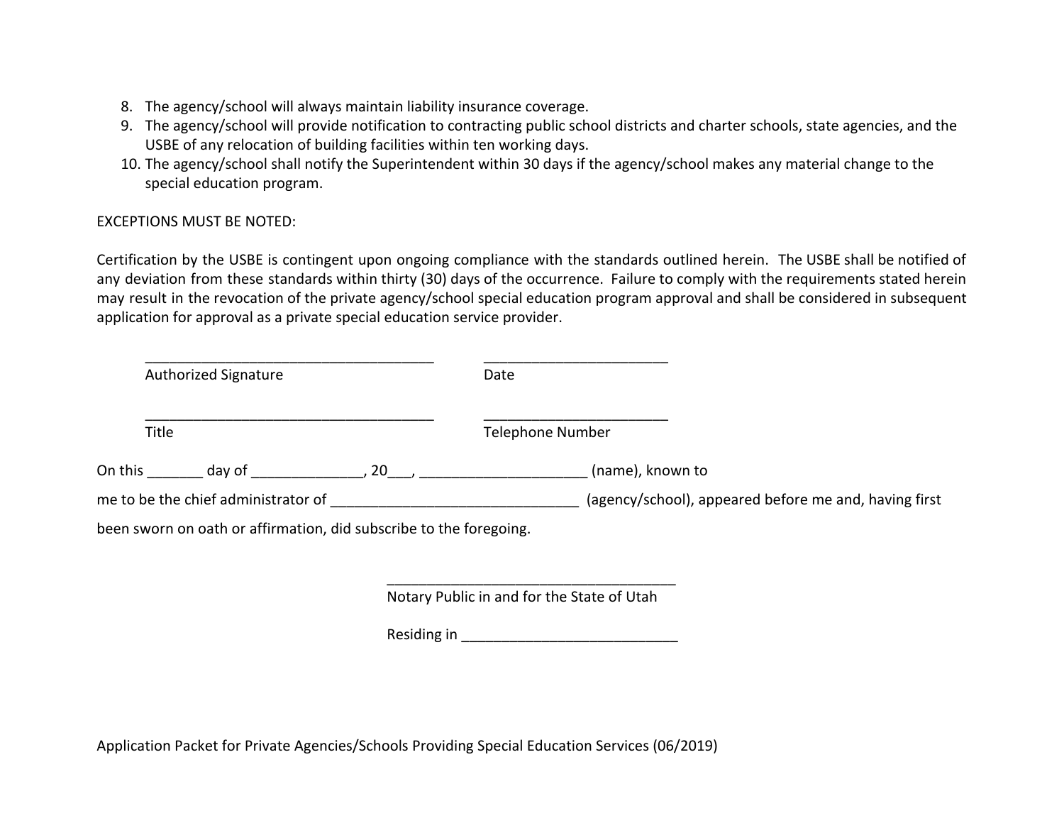8. The agency/school will always maintain liability insurance coverage.
9. The agency/school will provide notification to contracting public school districts and charter schools, state agencies, and the USBE of any relocation of building facilities within ten working days.
10. The agency/school shall notify the Superintendent within 30 days if the agency/school makes any material change to the special education program.

EXCEPTIONS MUST BE NOTED:

Certification by the USBE is contingent upon ongoing compliance with the standards outlined herein. The USBE shall be notified of any deviation from these standards within thirty (30) days of the occurrence. Failure to comply with the requirements stated herein may result in the revocation of the private agency/school special education program approval and shall be considered in subsequent application for approval as a private special education service provider.

_____________________________________ _______________________
Authorized Signature Date

_____________________________________ _______________________
Title Telephone Number

On this _______ day of _____________, 20___, ____________________ (name), known to

me to be the chief administrator of ______________________________ (agency/school), appeared before me and, having first

been sworn on oath or affirmation, did subscribe to the foregoing.

_____________________________________
Notary Public in and for the State of Utah

Residing in ___________________________

Application Packet for Private Agencies/Schools Providing Special Education Services (06/2019)